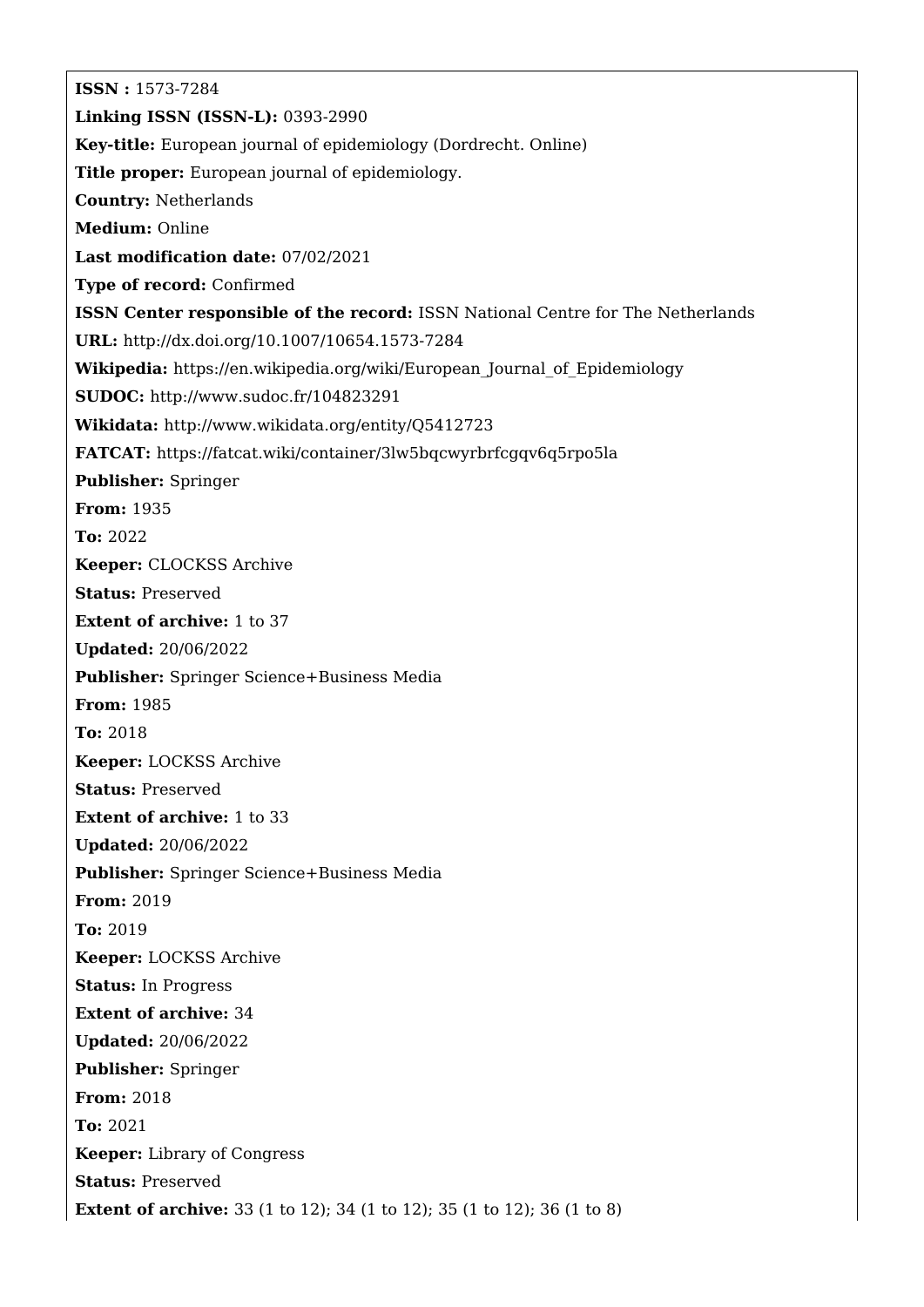**ISSN :** 1573-7284

**Linking ISSN (ISSN-L):** 0393-2990

**Key-title:** European journal of epidemiology (Dordrecht. Online)

**Title proper:** European journal of epidemiology.

**Country:** Netherlands

**Medium:** Online

**Last modification date:** 07/02/2021

**Type of record:** Confirmed

**ISSN Center responsible of the record:** ISSN National Centre for The Netherlands

**URL:** http://dx.doi.org/10.1007/10654.1573-7284

**Wikipedia:** https://en.wikipedia.org/wiki/European_Journal_of_Epidemiology

**SUDOC:** http://www.sudoc.fr/104823291

**Wikidata:** http://www.wikidata.org/entity/Q5412723

**FATCAT:** https://fatcat.wiki/container/3lw5bqcwyrbrfcgqv6q5rpo5la

**Publisher:** Springer

**From:** 1935

**To:** 2022

**Keeper:** CLOCKSS Archive

**Status:** Preserved

**Extent of archive:** 1 to 37

**Updated:** 20/06/2022

**Publisher:** Springer Science+Business Media

**From:** 1985

**To:** 2018

**Keeper:** LOCKSS Archive

**Status:** Preserved

**Extent of archive:** 1 to 33

**Updated:** 20/06/2022

**Publisher:** Springer Science+Business Media

**From:** 2019

**To:** 2019

**Keeper:** LOCKSS Archive

**Status:** In Progress

**Extent of archive:** 34

**Updated:** 20/06/2022

**Publisher:** Springer

**From:** 2018

**To:** 2021

**Keeper:** Library of Congress

**Status:** Preserved

**Extent of archive:** 33 (1 to 12); 34 (1 to 12); 35 (1 to 12); 36 (1 to 8)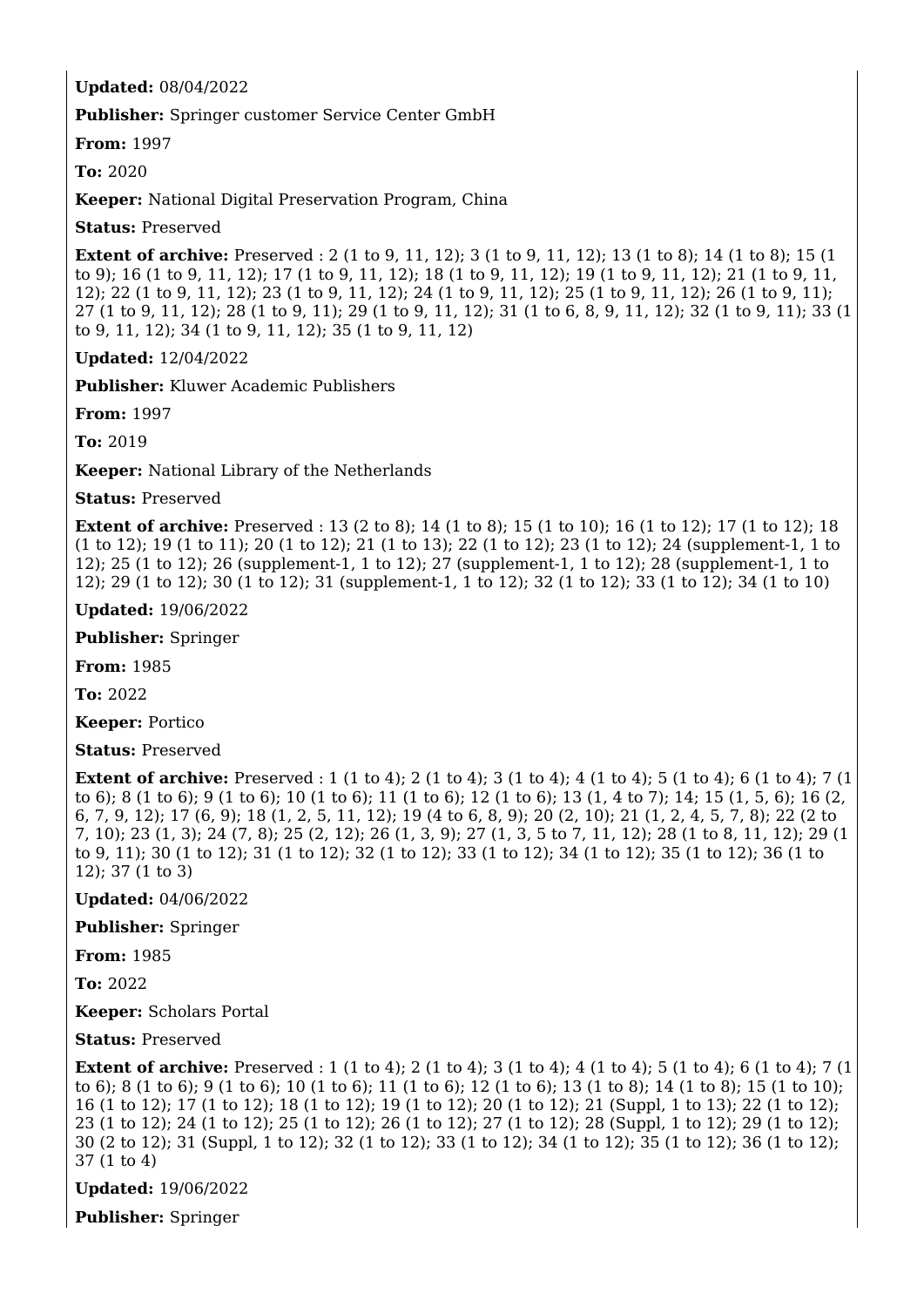**Updated:** 08/04/2022

**Publisher:** Springer customer Service Center GmbH

**From:** 1997

**To:** 2020

**Keeper:** National Digital Preservation Program, China

**Status:** Preserved

**Extent of archive:** Preserved : 2 (1 to 9, 11, 12); 3 (1 to 9, 11, 12); 13 (1 to 8); 14 (1 to 8); 15 (1 to 9); 16 (1 to 9, 11, 12); 17 (1 to 9, 11, 12); 18 (1 to 9, 11, 12); 19 (1 to 9, 11, 12); 21 (1 to 9, 11, 12); 22 (1 to 9, 11, 12); 23 (1 to 9, 11, 12); 24 (1 to 9, 11, 12); 25 (1 to 9, 11, 12); 26 (1 to 9, 11); 27 (1 to 9, 11, 12); 28 (1 to 9, 11); 29 (1 to 9, 11, 12); 31 (1 to 6, 8, 9, 11, 12); 32 (1 to 9, 11); 33 (1 to 9, 11, 12); 34 (1 to 9, 11, 12); 35 (1 to 9, 11, 12)

**Updated:** 12/04/2022

**Publisher:** Kluwer Academic Publishers

**From:** 1997

**To:** 2019

**Keeper:** National Library of the Netherlands

**Status:** Preserved

**Extent of archive:** Preserved : 13 (2 to 8); 14 (1 to 8); 15 (1 to 10); 16 (1 to 12); 17 (1 to 12); 18 (1 to 12); 19 (1 to 11); 20 (1 to 12); 21 (1 to 13); 22 (1 to 12); 23 (1 to 12); 24 (supplement-1, 1 to 12); 25 (1 to 12); 26 (supplement-1, 1 to 12); 27 (supplement-1, 1 to 12); 28 (supplement-1, 1 to 12); 29 (1 to 12); 30 (1 to 12); 31 (supplement-1, 1 to 12); 32 (1 to 12); 33 (1 to 12); 34 (1 to 10)

**Updated:** 19/06/2022

**Publisher:** Springer

**From:** 1985

**To:** 2022

**Keeper:** Portico

**Status:** Preserved

**Extent of archive:** Preserved : 1 (1 to 4); 2 (1 to 4); 3 (1 to 4); 4 (1 to 4); 5 (1 to 4); 6 (1 to 4); 7 (1 to 6); 8 (1 to 6); 9 (1 to 6); 10 (1 to 6); 11 (1 to 6); 12 (1 to 6); 13 (1, 4 to 7); 14; 15 (1, 5, 6); 16 (2, 6, 7, 9, 12); 17 (6, 9); 18 (1, 2, 5, 11, 12); 19 (4 to 6, 8, 9); 20 (2, 10); 21 (1, 2, 4, 5, 7, 8); 22 (2 to 7, 10); 23 (1, 3); 24 (7, 8); 25 (2, 12); 26 (1, 3, 9); 27 (1, 3, 5 to 7, 11, 12); 28 (1 to 8, 11, 12); 29 (1 to 9, 11); 30 (1 to 12); 31 (1 to 12); 32 (1 to 12); 33 (1 to 12); 34 (1 to 12); 35 (1 to 12); 36 (1 to 12); 37 (1 to 3)

**Updated:** 04/06/2022

**Publisher:** Springer

**From:** 1985

**To:** 2022

**Keeper:** Scholars Portal

**Status:** Preserved

**Extent of archive:** Preserved : 1 (1 to 4); 2 (1 to 4); 3 (1 to 4); 4 (1 to 4); 5 (1 to 4); 6 (1 to 4); 7 (1 to 6); 8 (1 to 6); 9 (1 to 6); 10 (1 to 6); 11 (1 to 6); 12 (1 to 6); 13 (1 to 8); 14 (1 to 8); 15 (1 to 10); 16 (1 to 12); 17 (1 to 12); 18 (1 to 12); 19 (1 to 12); 20 (1 to 12); 21 (Suppl, 1 to 13); 22 (1 to 12); 23 (1 to 12); 24 (1 to 12); 25 (1 to 12); 26 (1 to 12); 27 (1 to 12); 28 (Suppl, 1 to 12); 29 (1 to 12); 30 (2 to 12); 31 (Suppl, 1 to 12); 32 (1 to 12); 33 (1 to 12); 34 (1 to 12); 35 (1 to 12); 36 (1 to 12); 37 (1 to 4)

**Updated:** 19/06/2022

**Publisher:** Springer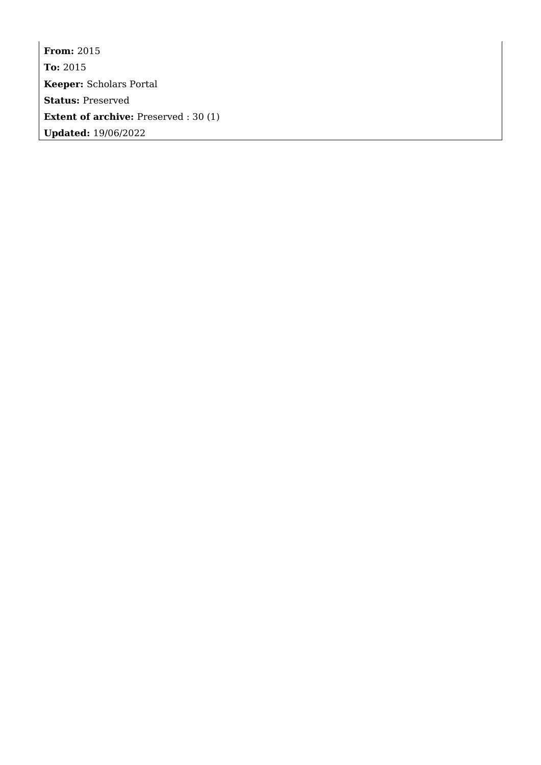**From:** 2015

**To:** 2015

**Keeper:** Scholars Portal

**Status:** Preserved

**Extent of archive:** Preserved : 30 (1)

**Updated:** 19/06/2022